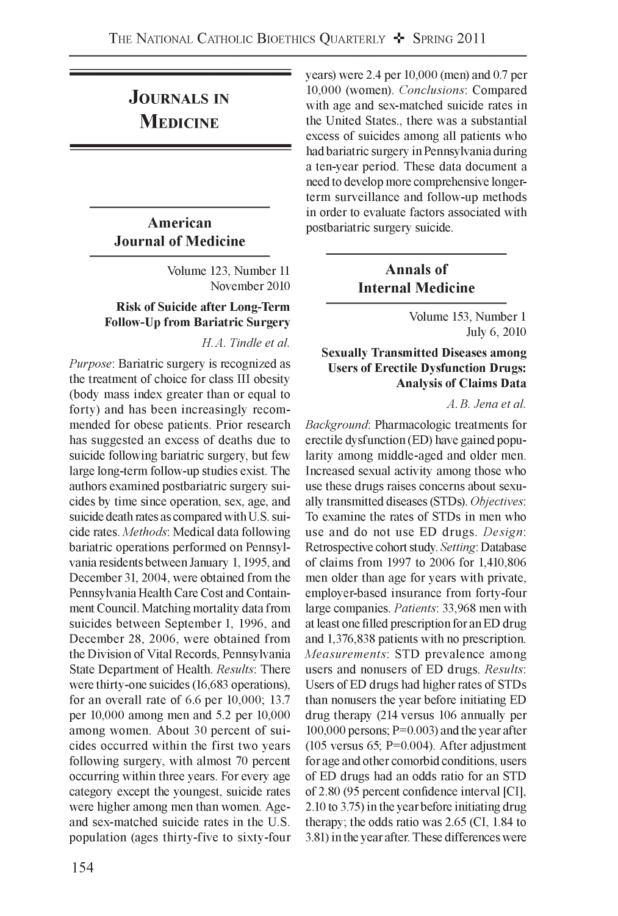# Journals in Medicine

## American Journal of Medicine

Volume 123, Number 11
November 2010

### Risk of Suicide after Long-Term Follow-Up from Bariatric Surgery

*H.A. Tindle et al.*

*Purpose*: Bariatric surgery is recognized as the treatment of choice for class III obesity (body mass index greater than or equal to forty) and has been increasingly recommended for obese patients. Prior research has suggested an excess of deaths due to suicide following bariatric surgery, but few large long-term follow-up studies exist. The authors examined postbariatric surgery suicides by time since operation, sex, age, and suicide death rates as compared with U.S. suicide rates. *Methods*: Medical data following bariatric operations performed on Pennsylvania residents between January 1, 1995, and December 31, 2004, were obtained from the Pennsylvania Health Care Cost and Containment Council. Matching mortality data from suicides between September 1, 1996, and December 28, 2006, were obtained from the Division of Vital Records, Pennsylvania State Department of Health. *Results*: There were thirty-one suicides (16,683 operations), for an overall rate of 6.6 per 10,000; 13.7 per 10,000 among men and 5.2 per 10,000 among women. About 30 percent of suicides occurred within the first two years following surgery, with almost 70 percent occurring within three years. For every age category except the youngest, suicide rates were higher among men than women. Age- and sex-matched suicide rates in the U.S. population (ages thirty-five to sixty-four years) were 2.4 per 10,000 (men) and 0.7 per 10,000 (women). *Conclusions*: Compared with age and sex-matched suicide rates in the United States., there was a substantial excess of suicides among all patients who had bariatric surgery in Pennsylvania during a ten-year period. These data document a need to develop more comprehensive longer-term surveillance and follow-up methods in order to evaluate factors associated with postbariatric surgery suicide.

## Annals of Internal Medicine

Volume 153, Number 1
July 6, 2010

### Sexually Transmitted Diseases among Users of Erectile Dysfunction Drugs: Analysis of Claims Data

*A.B. Jena et al.*

*Background*: Pharmacologic treatments for erectile dysfunction (ED) have gained popularity among middle-aged and older men. Increased sexual activity among those who use these drugs raises concerns about sexually transmitted diseases (STDs). *Objectives*: To examine the rates of STDs in men who use and do not use ED drugs. *Design*: Retrospective cohort study. *Setting*: Database of claims from 1997 to 2006 for 1,410,806 men older than age for years with private, employer-based insurance from forty-four large companies. *Patients*: 33,968 men with at least one filled prescription for an ED drug and 1,376,838 patients with no prescription. *Measurements*: STD prevalence among users and nonusers of ED drugs. *Results*: Users of ED drugs had higher rates of STDs than nonusers the year before initiating ED drug therapy (214 versus 106 annually per 100,000 persons; P=0.003) and the year after (105 versus 65; P=0.004). After adjustment for age and other comorbid conditions, users of ED drugs had an odds ratio for an STD of 2.80 (95 percent confidence interval [CI], 2.10 to 3.75) in the year before initiating drug therapy; the odds ratio was 2.65 (CI, 1.84 to 3.81) in the year after. These differences were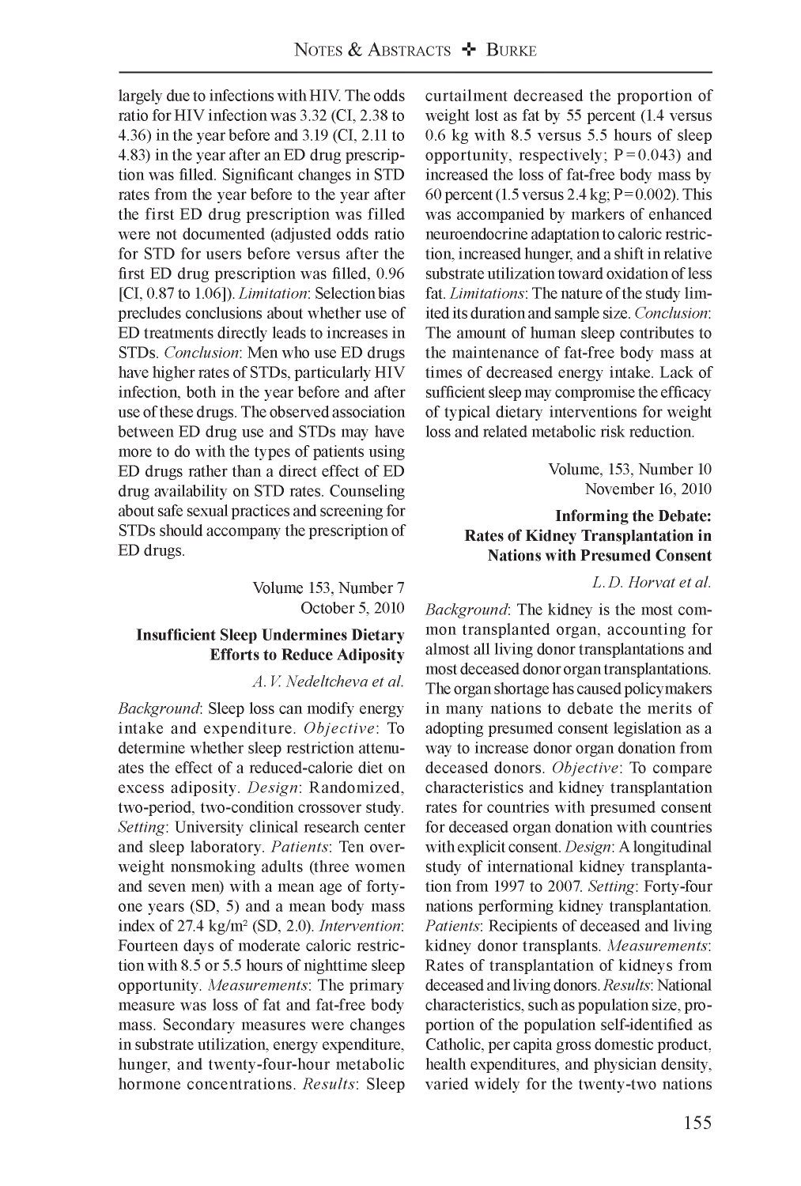largely due to infections with HIV. The odds ratio for HIV infection was 3.32 (CI, 2.38 to 4.36) in the year before and 3.19 (CI, 2.11 to 4.83) in the year after an ED drug prescription was filled. Significant changes in STD rates from the year before to the year after the first ED drug prescription was filled were not documented (adjusted odds ratio for STD for users before versus after the first ED drug prescription was filled, 0.96 [CI, 0.87 to 1.06]). *Limitation*: Selection bias precludes conclusions about whether use of ED treatments directly leads to increases in STDs. *Conclusion*: Men who use ED drugs have higher rates of STDs, particularly HIV infection, both in the year before and after use of these drugs. The observed association between ED drug use and STDs may have more to do with the types of patients using ED drugs rather than a direct effect of ED drug availability on STD rates. Counseling about safe sexual practices and screening for STDs should accompany the prescription of ED drugs.

Volume 153, Number 7
October 5, 2010

**Insufficient Sleep Undermines Dietary Efforts to Reduce Adiposity**

*A. V. Nedeltcheva et al.*

*Background*: Sleep loss can modify energy intake and expenditure. *Objective*: To determine whether sleep restriction attenuates the effect of a reduced-calorie diet on excess adiposity. *Design*: Randomized, two-period, two-condition crossover study. *Setting*: University clinical research center and sleep laboratory. *Patients*: Ten overweight nonsmoking adults (three women and seven men) with a mean age of forty-one years (SD, 5) and a mean body mass index of 27.4 kg/m$^2$ (SD, 2.0). *Intervention*: Fourteen days of moderate caloric restriction with 8.5 or 5.5 hours of nighttime sleep opportunity. *Measurements*: The primary measure was loss of fat and fat-free body mass. Secondary measures were changes in substrate utilization, energy expenditure, hunger, and twenty-four-hour metabolic hormone concentrations. *Results*: Sleep curtailment decreased the proportion of weight lost as fat by 55 percent (1.4 versus 0.6 kg with 8.5 versus 5.5 hours of sleep opportunity, respectively; $P = 0.043$) and increased the loss of fat-free body mass by 60 percent (1.5 versus 2.4 kg; $P = 0.002$). This was accompanied by markers of enhanced neuroendocrine adaptation to caloric restriction, increased hunger, and a shift in relative substrate utilization toward oxidation of less fat. *Limitations*: The nature of the study limited its duration and sample size. *Conclusion*: The amount of human sleep contributes to the maintenance of fat-free body mass at times of decreased energy intake. Lack of sufficient sleep may compromise the efficacy of typical dietary interventions for weight loss and related metabolic risk reduction.

Volume, 153, Number 10
November 16, 2010

**Informing the Debate: Rates of Kidney Transplantation in Nations with Presumed Consent**

*L. D. Horvat et al.*

*Background*: The kidney is the most common transplanted organ, accounting for almost all living donor transplantations and most deceased donor organ transplantations. The organ shortage has caused policymakers in many nations to debate the merits of adopting presumed consent legislation as a way to increase donor organ donation from deceased donors. *Objective*: To compare characteristics and kidney transplantation rates for countries with presumed consent for deceased organ donation with countries with explicit consent. *Design*: A longitudinal study of international kidney transplantation from 1997 to 2007. *Setting*: Forty-four nations performing kidney transplantation. *Patients*: Recipients of deceased and living kidney donor transplants. *Measurements*: Rates of transplantation of kidneys from deceased and living donors. *Results*: National characteristics, such as population size, proportion of the population self-identified as Catholic, per capita gross domestic product, health expenditures, and physician density, varied widely for the twenty-two nations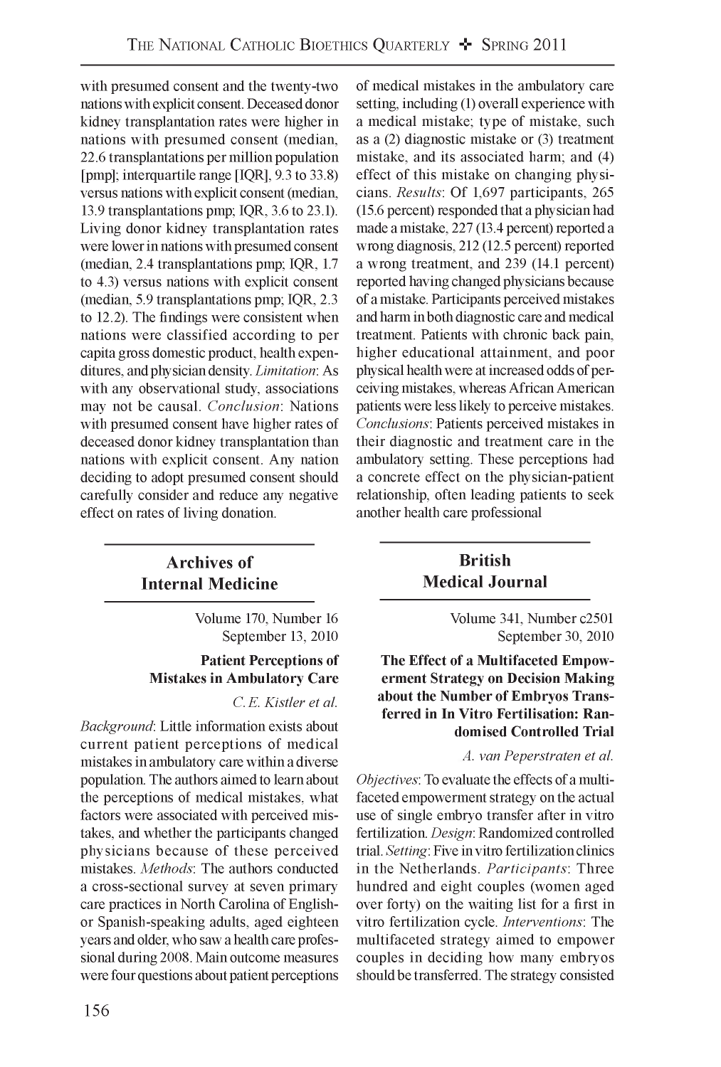with presumed consent and the twenty-two nations with explicit consent. Deceased donor kidney transplantation rates were higher in nations with presumed consent (median, 22.6 transplantations per million population [pmp]; interquartile range [IQR], 9.3 to 33.8) versus nations with explicit consent (median, 13.9 transplantations pmp; IQR, 3.6 to 23.1). Living donor kidney transplantation rates were lower in nations with presumed consent (median, 2.4 transplantations pmp; IQR, 1.7 to 4.3) versus nations with explicit consent (median, 5.9 transplantations pmp; IQR, 2.3 to 12.2). The findings were consistent when nations were classified according to per capita gross domestic product, health expenditures, and physician density. *Limitation*: As with any observational study, associations may not be causal. *Conclusion*: Nations with presumed consent have higher rates of deceased donor kidney transplantation than nations with explicit consent. Any nation deciding to adopt presumed consent should carefully consider and reduce any negative effect on rates of living donation.

## Archives of Internal Medicine

Volume 170, Number 16
September 13, 2010

### Patient Perceptions of Mistakes in Ambulatory Care

*C. E. Kistler et al.*

*Background*: Little information exists about current patient perceptions of medical mistakes in ambulatory care within a diverse population. The authors aimed to learn about the perceptions of medical mistakes, what factors were associated with perceived mistakes, and whether the participants changed physicians because of these perceived mistakes. *Methods*: The authors conducted a cross-sectional survey at seven primary care practices in North Carolina of English- or Spanish-speaking adults, aged eighteen years and older, who saw a health care professional during 2008. Main outcome measures were four questions about patient perceptions of medical mistakes in the ambulatory care setting, including (1) overall experience with a medical mistake; type of mistake, such as a (2) diagnostic mistake or (3) treatment mistake, and its associated harm; and (4) effect of this mistake on changing physicians. *Results*: Of 1,697 participants, 265 (15.6 percent) responded that a physician had made a mistake, 227 (13.4 percent) reported a wrong diagnosis, 212 (12.5 percent) reported a wrong treatment, and 239 (14.1 percent) reported having changed physicians because of a mistake. Participants perceived mistakes and harm in both diagnostic care and medical treatment. Patients with chronic back pain, higher educational attainment, and poor physical health were at increased odds of perceiving mistakes, whereas African American patients were less likely to perceive mistakes. *Conclusions*: Patients perceived mistakes in their diagnostic and treatment care in the ambulatory setting. These perceptions had a concrete effect on the physician-patient relationship, often leading patients to seek another health care professional

## British Medical Journal

Volume 341, Number c2501
September 30, 2010

### The Effect of a Multifaceted Empowerment Strategy on Decision Making about the Number of Embryos Transferred in In Vitro Fertilisation: Randomised Controlled Trial

*A. van Peperstraten et al.*

*Objectives*: To evaluate the effects of a multifaceted empowerment strategy on the actual use of single embryo transfer after in vitro fertilization. *Design*: Randomized controlled trial. *Setting*: Five in vitro fertilization clinics in the Netherlands. *Participants*: Three hundred and eight couples (women aged over forty) on the waiting list for a first in vitro fertilization cycle. *Interventions*: The multifaceted strategy aimed to empower couples in deciding how many embryos should be transferred. The strategy consisted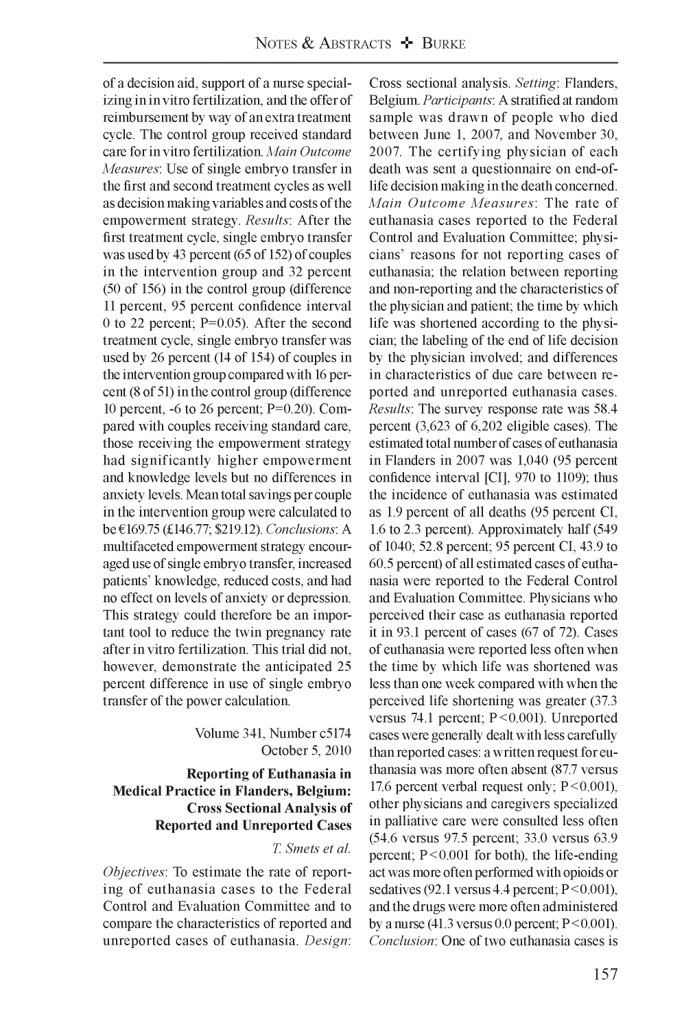of a decision aid, support of a nurse specializing in in vitro fertilization, and the offer of reimbursement by way of an extra treatment cycle. The control group received standard care for in vitro fertilization. *Main Outcome Measures*: Use of single embryo transfer in the first and second treatment cycles as well as decision making variables and costs of the empowerment strategy. *Results*: After the first treatment cycle, single embryo transfer was used by 43 percent (65 of 152) of couples in the intervention group and 32 percent (50 of 156) in the control group (difference 11 percent, 95 percent confidence interval 0 to 22 percent; P=0.05). After the second treatment cycle, single embryo transfer was used by 26 percent (14 of 154) of couples in the intervention group compared with 16 percent (8 of 51) in the control group (difference 10 percent, -6 to 26 percent; P=0.20). Compared with couples receiving standard care, those receiving the empowerment strategy had significantly higher empowerment and knowledge levels but no differences in anxiety levels. Mean total savings per couple in the intervention group were calculated to be €169.75 (£146.77; $219.12). *Conclusions*: A multifaceted empowerment strategy encouraged use of single embryo transfer, increased patients' knowledge, reduced costs, and had no effect on levels of anxiety or depression. This strategy could therefore be an important tool to reduce the twin pregnancy rate after in vitro fertilization. This trial did not, however, demonstrate the anticipated 25 percent difference in use of single embryo transfer of the power calculation.

Volume 341, Number c5174
October 5, 2010

**Reporting of Euthanasia in Medical Practice in Flanders, Belgium: Cross Sectional Analysis of Reported and Unreported Cases**

*T. Smets et al.*

*Objectives*: To estimate the rate of reporting of euthanasia cases to the Federal Control and Evaluation Committee and to compare the characteristics of reported and unreported cases of euthanasia. *Design*: Cross sectional analysis. *Setting*: Flanders, Belgium. *Participants*: A stratified at random sample was drawn of people who died between June 1, 2007, and November 30, 2007. The certifying physician of each death was sent a questionnaire on end-of-life decision making in the death concerned. *Main Outcome Measures*: The rate of euthanasia cases reported to the Federal Control and Evaluation Committee; physicians' reasons for not reporting cases of euthanasia; the relation between reporting and non-reporting and the characteristics of the physician and patient; the time by which life was shortened according to the physician; the labeling of the end of life decision by the physician involved; and differences in characteristics of due care between reported and unreported euthanasia cases. *Results*: The survey response rate was 58.4 percent (3,623 of 6,202 eligible cases). The estimated total number of cases of euthanasia in Flanders in 2007 was 1,040 (95 percent confidence interval [CI], 970 to 1109); thus the incidence of euthanasia was estimated as 1.9 percent of all deaths (95 percent CI, 1.6 to 2.3 percent). Approximately half (549 of 1040; 52.8 percent; 95 percent CI, 43.9 to 60.5 percent) of all estimated cases of euthanasia were reported to the Federal Control and Evaluation Committee. Physicians who perceived their case as euthanasia reported it in 93.1 percent of cases (67 of 72). Cases of euthanasia were reported less often when the time by which life was shortened was less than one week compared with when the perceived life shortening was greater (37.3 versus 74.1 percent; $P<0.001$). Unreported cases were generally dealt with less carefully than reported cases: a written request for euthanasia was more often absent (87.7 versus 17.6 percent verbal request only; $P<0.001$), other physicians and caregivers specialized in palliative care were consulted less often (54.6 versus 97.5 percent; 33.0 versus 63.9 percent; $P<0.001$ for both), the life-ending act was more often performed with opioids or sedatives (92.1 versus 4.4 percent; $P<0.001$), and the drugs were more often administered by a nurse (41.3 versus 0.0 percent; $P<0.001$). *Conclusion*: One of two euthanasia cases is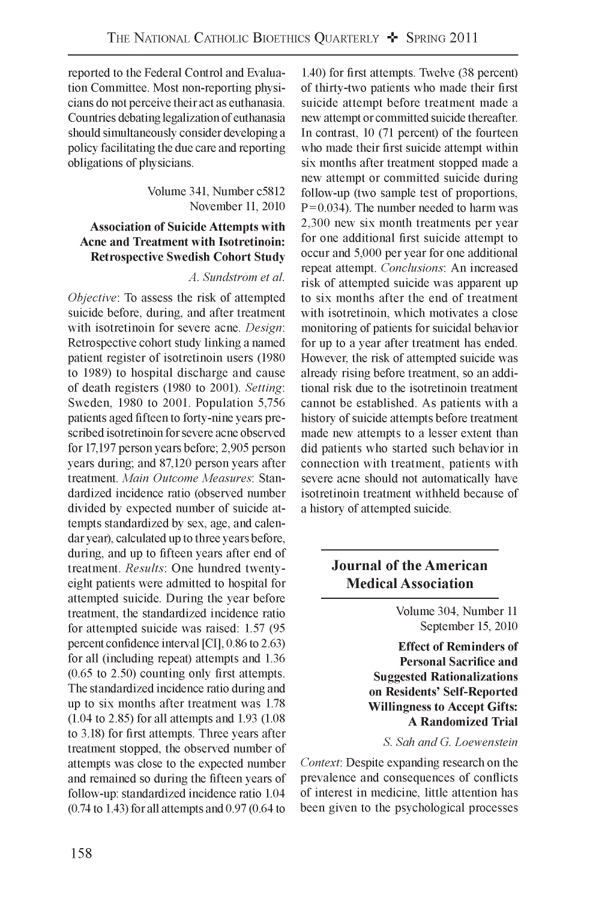reported to the Federal Control and Evaluation Committee. Most non-reporting physicians do not perceive their act as euthanasia. Countries debating legalization of euthanasia should simultaneously consider developing a policy facilitating the due care and reporting obligations of physicians.

Volume 341, Number c5812
November 11, 2010

**Association of Suicide Attempts with Acne and Treatment with Isotretinoin: Retrospective Swedish Cohort Study**

*A. Sundstrom et al.*

*Objective*: To assess the risk of attempted suicide before, during, and after treatment with isotretinoin for severe acne. *Design*: Retrospective cohort study linking a named patient register of isotretinoin users (1980 to 1989) to hospital discharge and cause of death registers (1980 to 2001). *Setting*: Sweden, 1980 to 2001. Population 5,756 patients aged fifteen to forty-nine years prescribed isotretinoin for severe acne observed for 17,197 person years before; 2,905 person years during; and 87,120 person years after treatment. *Main Outcome Measures*: Standardized incidence ratio (observed number divided by expected number of suicide attempts standardized by sex, age, and calendar year), calculated up to three years before, during, and up to fifteen years after end of treatment. *Results*: One hundred twenty-eight patients were admitted to hospital for attempted suicide. During the year before treatment, the standardized incidence ratio for attempted suicide was raised: 1.57 (95 percent confidence interval [CI], 0.86 to 2.63) for all (including repeat) attempts and 1.36 (0.65 to 2.50) counting only first attempts. The standardized incidence ratio during and up to six months after treatment was 1.78 (1.04 to 2.85) for all attempts and 1.93 (1.08 to 3.18) for first attempts. Three years after treatment stopped, the observed number of attempts was close to the expected number and remained so during the fifteen years of follow-up: standardized incidence ratio 1.04 (0.74 to 1.43) for all attempts and 0.97 (0.64 to 1.40) for first attempts. Twelve (38 percent) of thirty-two patients who made their first suicide attempt before treatment made a new attempt or committed suicide thereafter. In contrast, 10 (71 percent) of the fourteen who made their first suicide attempt within six months after treatment stopped made a new attempt or committed suicide during follow-up (two sample test of proportions, $P = 0.034$). The number needed to harm was 2,300 new six month treatments per year for one additional first suicide attempt to occur and 5,000 per year for one additional repeat attempt. *Conclusions*: An increased risk of attempted suicide was apparent up to six months after the end of treatment with isotretinoin, which motivates a close monitoring of patients for suicidal behavior for up to a year after treatment has ended. However, the risk of attempted suicide was already rising before treatment, so an additional risk due to the isotretinoin treatment cannot be established. As patients with a history of suicide attempts before treatment made new attempts to a lesser extent than did patients who started such behavior in connection with treatment, patients with severe acne should not automatically have isotretinoin treatment withheld because of a history of attempted suicide.

## Journal of the American Medical Association

Volume 304, Number 11
September 15, 2010

**Effect of Reminders of Personal Sacrifice and Suggested Rationalizations on Residents' Self-Reported Willingness to Accept Gifts: A Randomized Trial**

*S. Sah and G. Loewenstein*

*Context*: Despite expanding research on the prevalence and consequences of conflicts of interest in medicine, little attention has been given to the psychological processes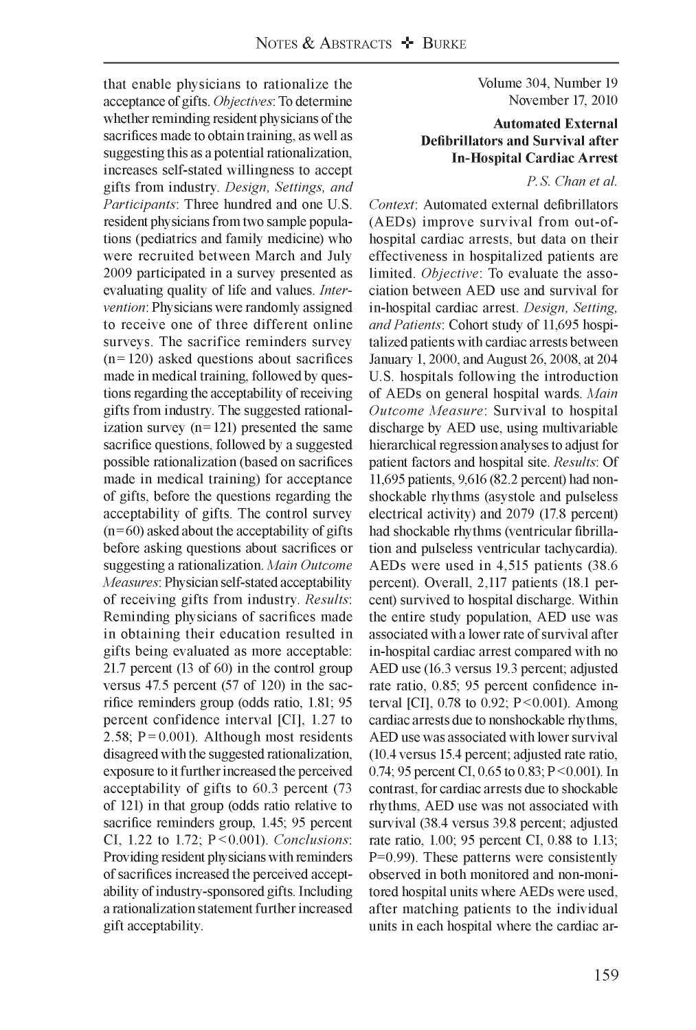that enable physicians to rationalize the acceptance of gifts. *Objectives*: To determine whether reminding resident physicians of the sacrifices made to obtain training, as well as suggesting this as a potential rationalization, increases self-stated willingness to accept gifts from industry. *Design, Settings, and Participants*: Three hundred and one U.S. resident physicians from two sample populations (pediatrics and family medicine) who were recruited between March and July 2009 participated in a survey presented as evaluating quality of life and values. *Intervention*: Physicians were randomly assigned to receive one of three different online surveys. The sacrifice reminders survey (n = 120) asked questions about sacrifices made in medical training, followed by questions regarding the acceptability of receiving gifts from industry. The suggested rationalization survey (n = 121) presented the same sacrifice questions, followed by a suggested possible rationalization (based on sacrifices made in medical training) for acceptance of gifts, before the questions regarding the acceptability of gifts. The control survey (n = 60) asked about the acceptability of gifts before asking questions about sacrifices or suggesting a rationalization. *Main Outcome Measures*: Physician self-stated acceptability of receiving gifts from industry. *Results*: Reminding physicians of sacrifices made in obtaining their education resulted in gifts being evaluated as more acceptable: 21.7 percent (13 of 60) in the control group versus 47.5 percent (57 of 120) in the sacrifice reminders group (odds ratio, 1.81; 95 percent confidence interval [CI], 1.27 to 2.58; P = 0.001). Although most residents disagreed with the suggested rationalization, exposure to it further increased the perceived acceptability of gifts to 60.3 percent (73 of 121) in that group (odds ratio relative to sacrifice reminders group, 1.45; 95 percent CI, 1.22 to 1.72; P < 0.001). *Conclusions*: Providing resident physicians with reminders of sacrifices increased the perceived acceptability of industry-sponsored gifts. Including a rationalization statement further increased gift acceptability.

Volume 304, Number 19
November 17, 2010

**Automated External Defibrillators and Survival after In-Hospital Cardiac Arrest**

*P.S. Chan et al.*

*Context*: Automated external defibrillators (AEDs) improve survival from out-of-hospital cardiac arrests, but data on their effectiveness in hospitalized patients are limited. *Objective*: To evaluate the association between AED use and survival for in-hospital cardiac arrest. *Design, Setting, and Patients*: Cohort study of 11,695 hospitalized patients with cardiac arrests between January 1, 2000, and August 26, 2008, at 204 U.S. hospitals following the introduction of AEDs on general hospital wards. *Main Outcome Measure*: Survival to hospital discharge by AED use, using multivariable hierarchical regression analyses to adjust for patient factors and hospital site. *Results*: Of 11,695 patients, 9,616 (82.2 percent) had nonshockable rhythms (asystole and pulseless electrical activity) and 2079 (17.8 percent) had shockable rhythms (ventricular fibrillation and pulseless ventricular tachycardia). AEDs were used in 4,515 patients (38.6 percent). Overall, 2,117 patients (18.1 percent) survived to hospital discharge. Within the entire study population, AED use was associated with a lower rate of survival after in-hospital cardiac arrest compared with no AED use (16.3 versus 19.3 percent; adjusted rate ratio, 0.85; 95 percent confidence interval [CI], 0.78 to 0.92; P < 0.001). Among cardiac arrests due to nonshockable rhythms, AED use was associated with lower survival (10.4 versus 15.4 percent; adjusted rate ratio, 0.74; 95 percent CI, 0.65 to 0.83; P < 0.001). In contrast, for cardiac arrests due to shockable rhythms, AED use was not associated with survival (38.4 versus 39.8 percent; adjusted rate ratio, 1.00; 95 percent CI, 0.88 to 1.13; P = 0.99). These patterns were consistently observed in both monitored and non-monitored hospital units where AEDs were used, after matching patients to the individual units in each hospital where the cardiac ar-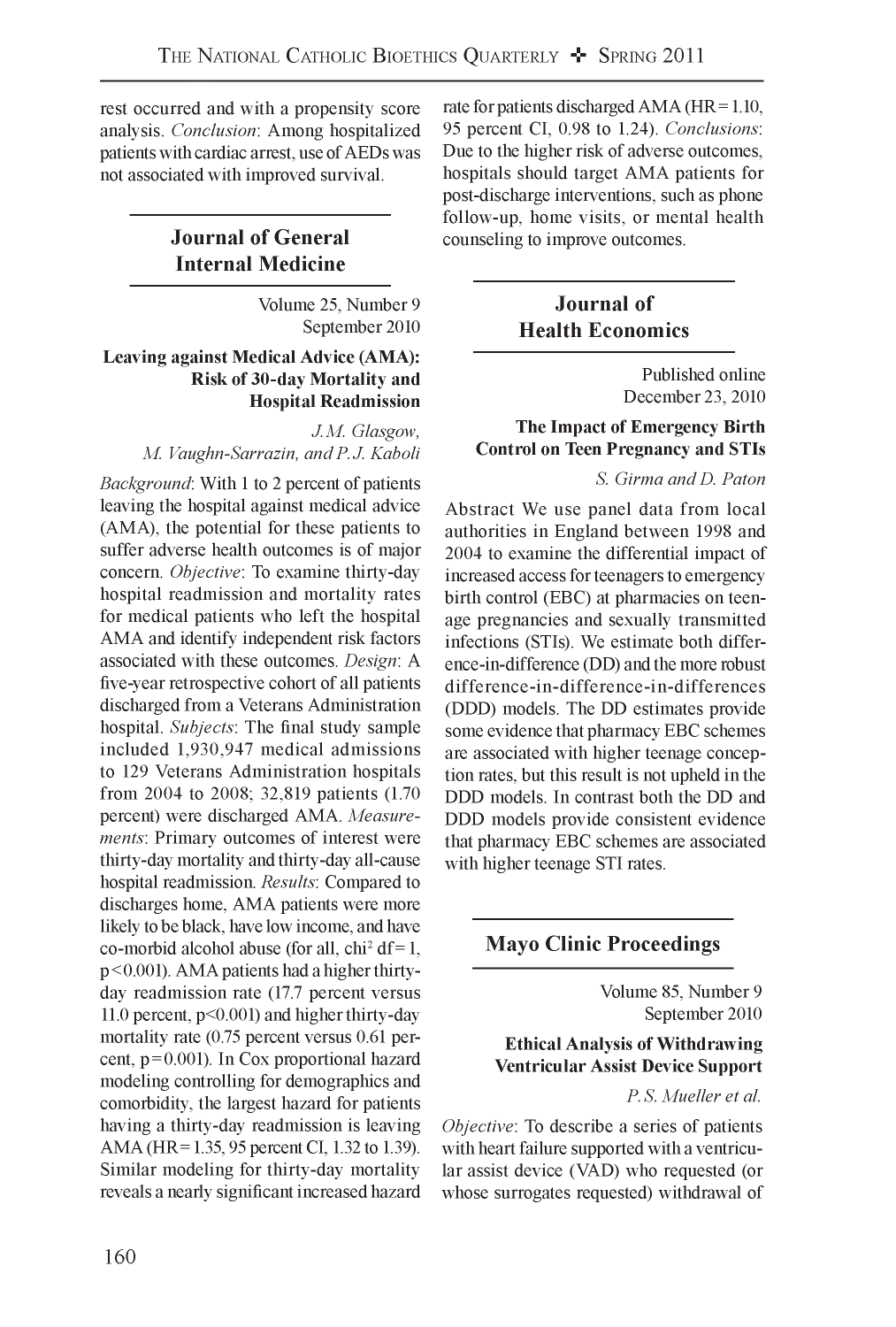rest occurred and with a propensity score analysis. *Conclusion*: Among hospitalized patients with cardiac arrest, use of AEDs was not associated with improved survival.

## Journal of General Internal Medicine

Volume 25, Number 9
September 2010

**Leaving against Medical Advice (AMA): Risk of 30-day Mortality and Hospital Readmission**

*J.M. Glasgow, M. Vaughn-Sarrazin, and P.J. Kaboli*

*Background*: With 1 to 2 percent of patients leaving the hospital against medical advice (AMA), the potential for these patients to suffer adverse health outcomes is of major concern. *Objective*: To examine thirty-day hospital readmission and mortality rates for medical patients who left the hospital AMA and identify independent risk factors associated with these outcomes. *Design*: A five-year retrospective cohort of all patients discharged from a Veterans Administration hospital. *Subjects*: The final study sample included 1,930,947 medical admissions to 129 Veterans Administration hospitals from 2004 to 2008; 32,819 patients (1.70 percent) were discharged AMA. *Measurements*: Primary outcomes of interest were thirty-day mortality and thirty-day all-cause hospital readmission. *Results*: Compared to discharges home, AMA patients were more likely to be black, have low income, and have co-morbid alcohol abuse (for all, $\chi^2$ df = 1, $p < 0.001$). AMA patients had a higher thirty-day readmission rate (17.7 percent versus 11.0 percent, $p < 0.001$) and higher thirty-day mortality rate (0.75 percent versus 0.61 percent, $p = 0.001$). In Cox proportional hazard modeling controlling for demographics and comorbidity, the largest hazard for patients having a thirty-day readmission is leaving AMA (HR = 1.35, 95 percent CI, 1.32 to 1.39). Similar modeling for thirty-day mortality reveals a nearly significant increased hazard rate for patients discharged AMA (HR = 1.10, 95 percent CI, 0.98 to 1.24). *Conclusions*: Due to the higher risk of adverse outcomes, hospitals should target AMA patients for post-discharge interventions, such as phone follow-up, home visits, or mental health counseling to improve outcomes.

## Journal of Health Economics

Published online
December 23, 2010

**The Impact of Emergency Birth Control on Teen Pregnancy and STIs**

*S. Girma and D. Paton*

Abstract We use panel data from local authorities in England between 1998 and 2004 to examine the differential impact of increased access for teenagers to emergency birth control (EBC) at pharmacies on teenage pregnancies and sexually transmitted infections (STIs). We estimate both difference-in-difference (DD) and the more robust difference-in-difference-in-differences (DDD) models. The DD estimates provide some evidence that pharmacy EBC schemes are associated with higher teenage conception rates, but this result is not upheld in the DDD models. In contrast both the DD and DDD models provide consistent evidence that pharmacy EBC schemes are associated with higher teenage STI rates.

## Mayo Clinic Proceedings

Volume 85, Number 9
September 2010

**Ethical Analysis of Withdrawing Ventricular Assist Device Support**

*P.S. Mueller et al.*

*Objective*: To describe a series of patients with heart failure supported with a ventricular assist device (VAD) who requested (or whose surrogates requested) withdrawal of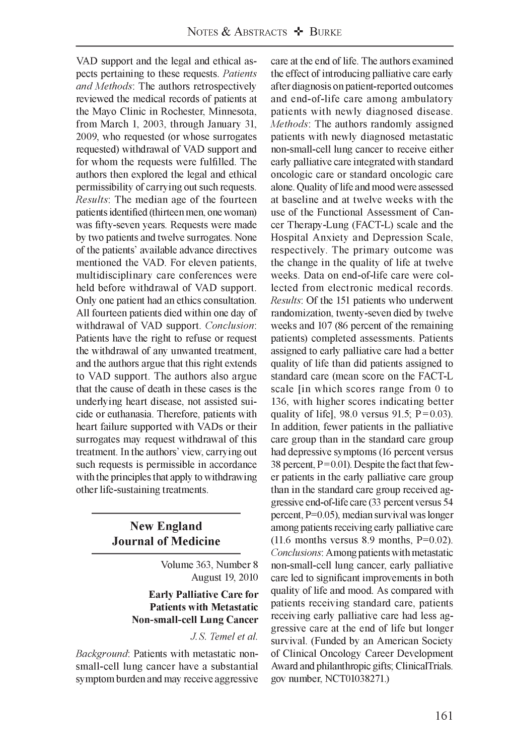VAD support and the legal and ethical aspects pertaining to these requests. *Patients and Methods*: The authors retrospectively reviewed the medical records of patients at the Mayo Clinic in Rochester, Minnesota, from March 1, 2003, through January 31, 2009, who requested (or whose surrogates requested) withdrawal of VAD support and for whom the requests were fulfilled. The authors then explored the legal and ethical permissibility of carrying out such requests. *Results*: The median age of the fourteen patients identified (thirteen men, one woman) was fifty-seven years. Requests were made by two patients and twelve surrogates. None of the patients' available advance directives mentioned the VAD. For eleven patients, multidisciplinary care conferences were held before withdrawal of VAD support. Only one patient had an ethics consultation. All fourteen patients died within one day of withdrawal of VAD support. *Conclusion*: Patients have the right to refuse or request the withdrawal of any unwanted treatment, and the authors argue that this right extends to VAD support. The authors also argue that the cause of death in these cases is the underlying heart disease, not assisted suicide or euthanasia. Therefore, patients with heart failure supported with VADs or their surrogates may request withdrawal of this treatment. In the authors' view, carrying out such requests is permissible in accordance with the principles that apply to withdrawing other life-sustaining treatments.

## New England Journal of Medicine

Volume 363, Number 8
August 19, 2010

### Early Palliative Care for Patients with Metastatic Non-small-cell Lung Cancer

*J.S. Temel et al.*

*Background*: Patients with metastatic non-small-cell lung cancer have a substantial symptom burden and may receive aggressive care at the end of life. The authors examined the effect of introducing palliative care early after diagnosis on patient-reported outcomes and end-of-life care among ambulatory patients with newly diagnosed disease. *Methods*: The authors randomly assigned patients with newly diagnosed metastatic non-small-cell lung cancer to receive either early palliative care integrated with standard oncologic care or standard oncologic care alone. Quality of life and mood were assessed at baseline and at twelve weeks with the use of the Functional Assessment of Cancer Therapy-Lung (FACT-L) scale and the Hospital Anxiety and Depression Scale, respectively. The primary outcome was the change in the quality of life at twelve weeks. Data on end-of-life care were collected from electronic medical records. *Results*: Of the 151 patients who underwent randomization, twenty-seven died by twelve weeks and 107 (86 percent of the remaining patients) completed assessments. Patients assigned to early palliative care had a better quality of life than did patients assigned to standard care (mean score on the FACT-L scale [in which scores range from 0 to 136, with higher scores indicating better quality of life], 98.0 versus 91.5; $P=0.03$). In addition, fewer patients in the palliative care group than in the standard care group had depressive symptoms (16 percent versus 38 percent, $P=0.01$). Despite the fact that fewer patients in the early palliative care group than in the standard care group received aggressive end-of-life care (33 percent versus 54 percent, $P=0.05$), median survival was longer among patients receiving early palliative care (11.6 months versus 8.9 months, $P=0.02$). *Conclusions*: Among patients with metastatic non-small-cell lung cancer, early palliative care led to significant improvements in both quality of life and mood. As compared with patients receiving standard care, patients receiving early palliative care had less aggressive care at the end of life but longer survival. (Funded by an American Society of Clinical Oncology Career Development Award and philanthropic gifts; ClinicalTrials.gov number, NCT01038271.)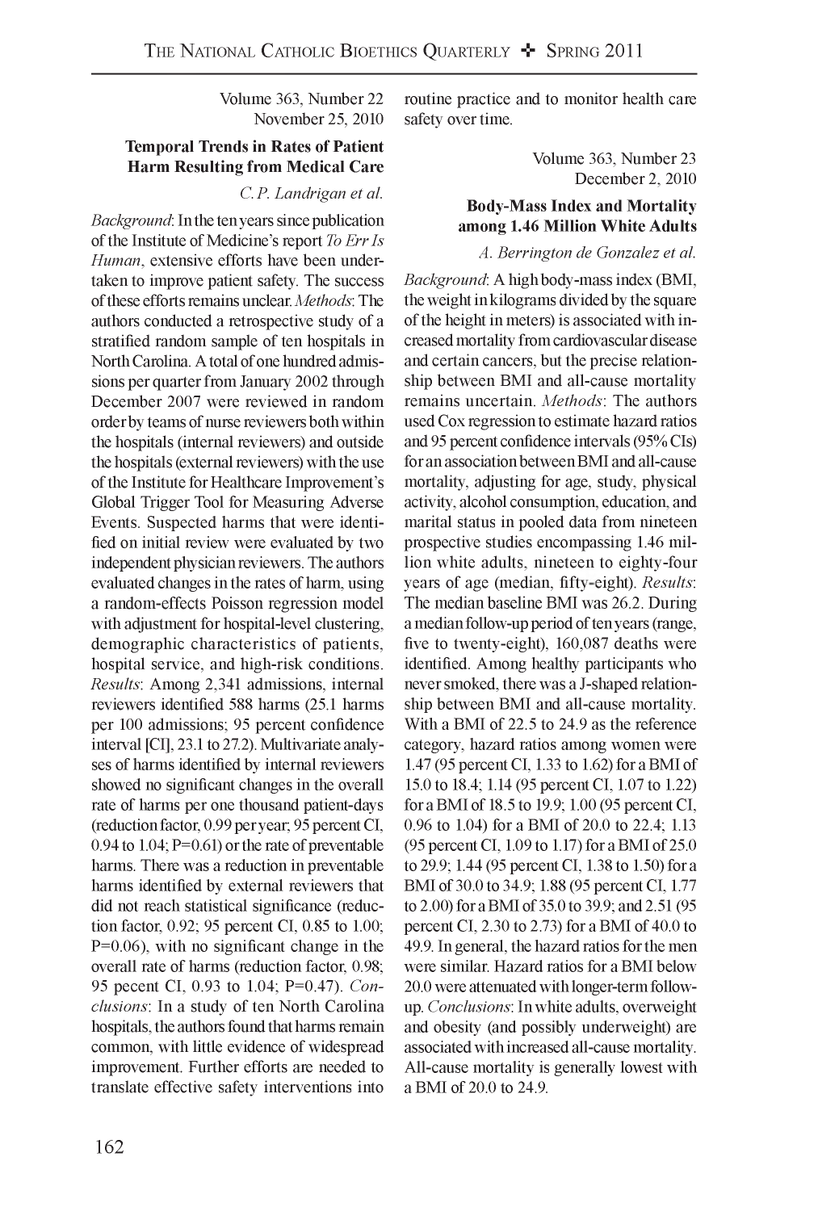Volume 363, Number 22
November 25, 2010

**Temporal Trends in Rates of Patient Harm Resulting from Medical Care**

*C.P. Landrigan et al.*

*Background*: In the ten years since publication of the Institute of Medicine's report *To Err Is Human*, extensive efforts have been undertaken to improve patient safety. The success of these efforts remains unclear. *Methods*: The authors conducted a retrospective study of a stratified random sample of ten hospitals in North Carolina. A total of one hundred admissions per quarter from January 2002 through December 2007 were reviewed in random order by teams of nurse reviewers both within the hospitals (internal reviewers) and outside the hospitals (external reviewers) with the use of the Institute for Healthcare Improvement's Global Trigger Tool for Measuring Adverse Events. Suspected harms that were identified on initial review were evaluated by two independent physician reviewers. The authors evaluated changes in the rates of harm, using a random-effects Poisson regression model with adjustment for hospital-level clustering, demographic characteristics of patients, hospital service, and high-risk conditions. *Results*: Among 2,341 admissions, internal reviewers identified 588 harms (25.1 harms per 100 admissions; 95 percent confidence interval [CI], 23.1 to 27.2). Multivariate analyses of harms identified by internal reviewers showed no significant changes in the overall rate of harms per one thousand patient-days (reduction factor, 0.99 per year; 95 percent CI, 0.94 to 1.04; P=0.61) or the rate of preventable harms. There was a reduction in preventable harms identified by external reviewers that did not reach statistical significance (reduction factor, 0.92; 95 percent CI, 0.85 to 1.00; P=0.06), with no significant change in the overall rate of harms (reduction factor, 0.98; 95 pecent CI, 0.93 to 1.04; P=0.47). *Conclusions*: In a study of ten North Carolina hospitals, the authors found that harms remain common, with little evidence of widespread improvement. Further efforts are needed to translate effective safety interventions into routine practice and to monitor health care safety over time.

Volume 363, Number 23
December 2, 2010

**Body-Mass Index and Mortality among 1.46 Million White Adults**

*A. Berrington de Gonzalez et al.*

*Background*: A high body-mass index (BMI, the weight in kilograms divided by the square of the height in meters) is associated with increased mortality from cardiovascular disease and certain cancers, but the precise relationship between BMI and all-cause mortality remains uncertain. *Methods*: The authors used Cox regression to estimate hazard ratios and 95 percent confidence intervals (95% CIs) for an association between BMI and all-cause mortality, adjusting for age, study, physical activity, alcohol consumption, education, and marital status in pooled data from nineteen prospective studies encompassing 1.46 million white adults, nineteen to eighty-four years of age (median, fifty-eight). *Results*: The median baseline BMI was 26.2. During a median follow-up period of ten years (range, five to twenty-eight), 160,087 deaths were identified. Among healthy participants who never smoked, there was a J-shaped relationship between BMI and all-cause mortality. With a BMI of 22.5 to 24.9 as the reference category, hazard ratios among women were 1.47 (95 percent CI, 1.33 to 1.62) for a BMI of 15.0 to 18.4; 1.14 (95 percent CI, 1.07 to 1.22) for a BMI of 18.5 to 19.9; 1.00 (95 percent CI, 0.96 to 1.04) for a BMI of 20.0 to 22.4; 1.13 (95 percent CI, 1.09 to 1.17) for a BMI of 25.0 to 29.9; 1.44 (95 percent CI, 1.38 to 1.50) for a BMI of 30.0 to 34.9; 1.88 (95 percent CI, 1.77 to 2.00) for a BMI of 35.0 to 39.9; and 2.51 (95 percent CI, 2.30 to 2.73) for a BMI of 40.0 to 49.9. In general, the hazard ratios for the men were similar. Hazard ratios for a BMI below 20.0 were attenuated with longer-term follow-up. *Conclusions*: In white adults, overweight and obesity (and possibly underweight) are associated with increased all-cause mortality. All-cause mortality is generally lowest with a BMI of 20.0 to 24.9.